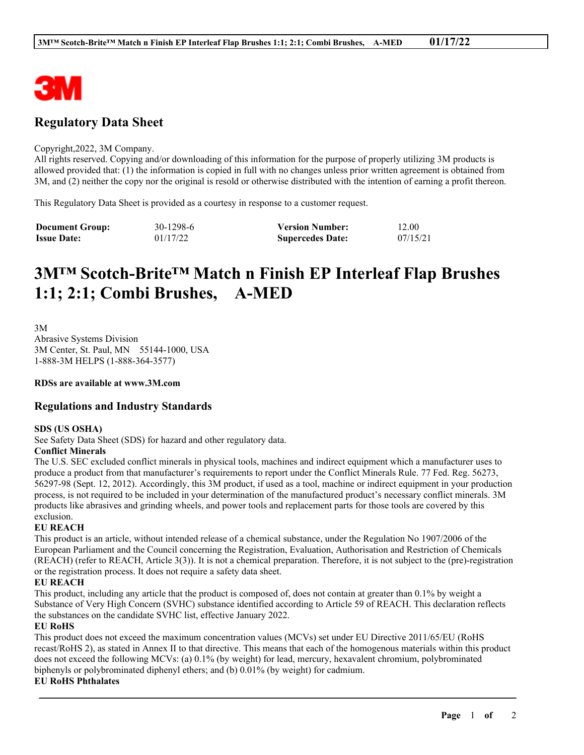## Regulatory Data Sheet

Copyright,2022, 3M Company.
All rights reserved. Copying and/or downloading of this information for the purpose of properly utilizing 3M products is allowed provided that: (1) the information is copied in full with no changes unless prior written agreement is obtained from 3M, and (2) neither the copy nor the original is resold or otherwise distributed with the intention of earning a profit thereon.

This Regulatory Data Sheet is provided as a courtesy in response to a customer request.

| | | | |
|---|---|---|---|
| **Document Group:** | 30-1298-6 | **Version Number:** | 12.00 |
| **Issue Date:** | 01/17/22 | **Supercedes Date:** | 07/15/21 |

# 3M™ Scotch-Brite™ Match n Finish EP Interleaf Flap Brushes 1:1; 2:1; Combi Brushes, A-MED

3M
Abrasive Systems Division
3M Center, St. Paul, MN 55144-1000, USA
1-888-3M HELPS (1-888-364-3577)

**RDSs are available at www.3M.com**

## Regulations and Industry Standards

**SDS (US OSHA)**
See Safety Data Sheet (SDS) for hazard and other regulatory data.

**Conflict Minerals**
The U.S. SEC excluded conflict minerals in physical tools, machines and indirect equipment which a manufacturer uses to produce a product from that manufacturer's requirements to report under the Conflict Minerals Rule. 77 Fed. Reg. 56273, 56297-98 (Sept. 12, 2012). Accordingly, this 3M product, if used as a tool, machine or indirect equipment in your production process, is not required to be included in your determination of the manufactured product's necessary conflict minerals. 3M products like abrasives and grinding wheels, and power tools and replacement parts for those tools are covered by this exclusion.

**EU REACH**
This product is an article, without intended release of a chemical substance, under the Regulation No 1907/2006 of the European Parliament and the Council concerning the Registration, Evaluation, Authorisation and Restriction of Chemicals (REACH) (refer to REACH, Article 3(3)). It is not a chemical preparation. Therefore, it is not subject to the (pre)-registration or the registration process. It does not require a safety data sheet.

**EU REACH**
This product, including any article that the product is composed of, does not contain at greater than 0.1% by weight a Substance of Very High Concern (SVHC) substance identified according to Article 59 of REACH. This declaration reflects the substances on the candidate SVHC list, effective January 2022.

**EU RoHS**
This product does not exceed the maximum concentration values (MCVs) set under EU Directive 2011/65/EU (RoHS recast/RoHS 2), as stated in Annex II to that directive. This means that each of the homogenous materials within this product does not exceed the following MCVs: (a) 0.1% (by weight) for lead, mercury, hexavalent chromium, polybrominated biphenyls or polybrominated diphenyl ethers; and (b) 0.01% (by weight) for cadmium.

**EU RoHS Phthalates**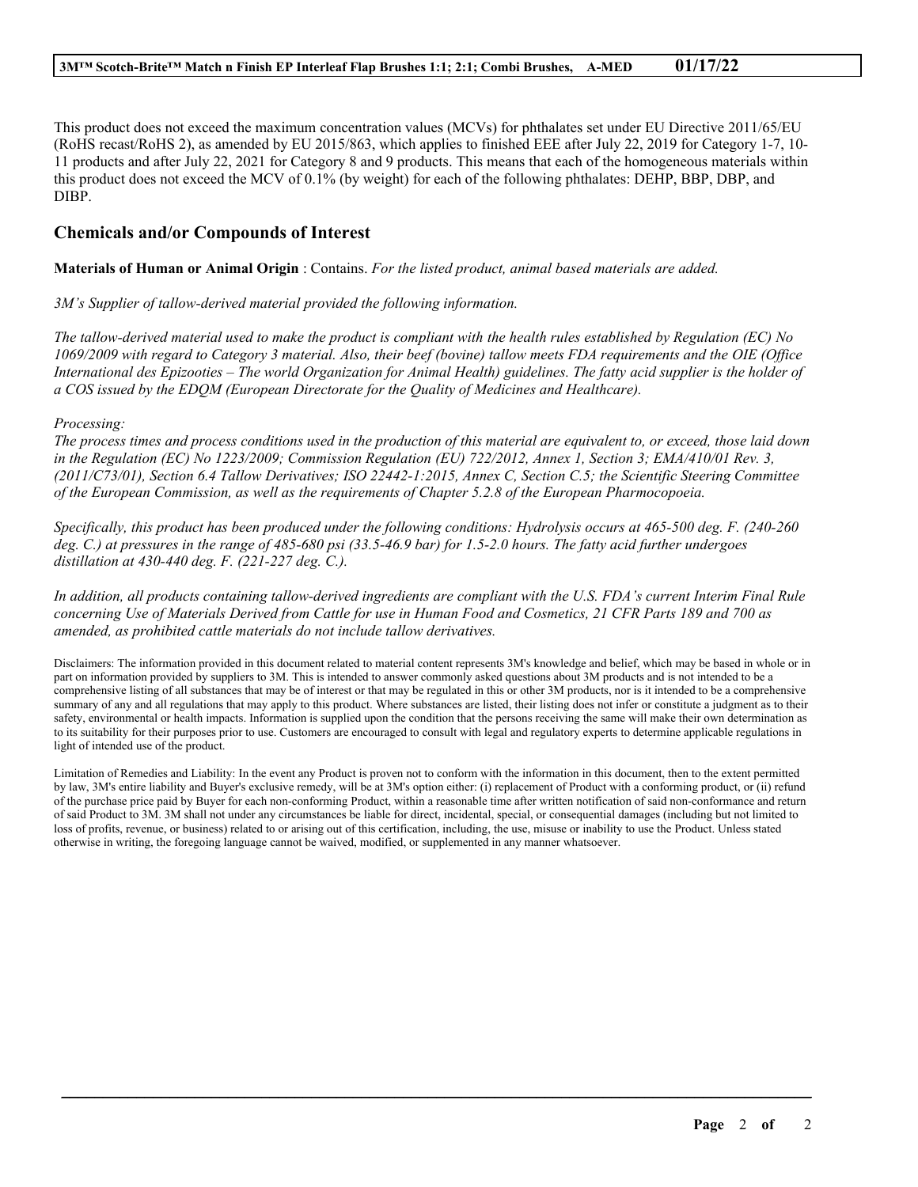This product does not exceed the maximum concentration values (MCVs) for phthalates set under EU Directive 2011/65/EU (RoHS recast/RoHS 2), as amended by EU 2015/863, which applies to finished EEE after July 22, 2019 for Category 1-7, 10-11 products and after July 22, 2021 for Category 8 and 9 products. This means that each of the homogeneous materials within this product does not exceed the MCV of 0.1% (by weight) for each of the following phthalates: DEHP, BBP, DBP, and DIBP.

## Chemicals and/or Compounds of Interest

**Materials of Human or Animal Origin** : Contains. *For the listed product, animal based materials are added.*

*3M's Supplier of tallow-derived material provided the following information.*

*The tallow-derived material used to make the product is compliant with the health rules established by Regulation (EC) No 1069/2009 with regard to Category 3 material. Also, their beef (bovine) tallow meets FDA requirements and the OIE (Office International des Epizooties – The world Organization for Animal Health) guidelines. The fatty acid supplier is the holder of a COS issued by the EDQM (European Directorate for the Quality of Medicines and Healthcare).*

*Processing:*
*The process times and process conditions used in the production of this material are equivalent to, or exceed, those laid down in the Regulation (EC) No 1223/2009; Commission Regulation (EU) 722/2012, Annex 1, Section 3; EMA/410/01 Rev. 3, (2011/C73/01), Section 6.4 Tallow Derivatives; ISO 22442-1:2015, Annex C, Section C.5; the Scientific Steering Committee of the European Commission, as well as the requirements of Chapter 5.2.8 of the European Pharmocopoeia.*

*Specifically, this product has been produced under the following conditions: Hydrolysis occurs at 465-500 deg. F. (240-260 deg. C.) at pressures in the range of 485-680 psi (33.5-46.9 bar) for 1.5-2.0 hours. The fatty acid further undergoes distillation at 430-440 deg. F. (221-227 deg. C.).*

*In addition, all products containing tallow-derived ingredients are compliant with the U.S. FDA's current Interim Final Rule concerning Use of Materials Derived from Cattle for use in Human Food and Cosmetics, 21 CFR Parts 189 and 700 as amended, as prohibited cattle materials do not include tallow derivatives.*

Disclaimers: The information provided in this document related to material content represents 3M's knowledge and belief, which may be based in whole or in part on information provided by suppliers to 3M. This is intended to answer commonly asked questions about 3M products and is not intended to be a comprehensive listing of all substances that may be of interest or that may be regulated in this or other 3M products, nor is it intended to be a comprehensive summary of any and all regulations that may apply to this product. Where substances are listed, their listing does not infer or constitute a judgment as to their safety, environmental or health impacts. Information is supplied upon the condition that the persons receiving the same will make their own determination as to its suitability for their purposes prior to use. Customers are encouraged to consult with legal and regulatory experts to determine applicable regulations in light of intended use of the product.

Limitation of Remedies and Liability: In the event any Product is proven not to conform with the information in this document, then to the extent permitted by law, 3M's entire liability and Buyer's exclusive remedy, will be at 3M's option either: (i) replacement of Product with a conforming product, or (ii) refund of the purchase price paid by Buyer for each non-conforming Product, within a reasonable time after written notification of said non-conformance and return of said Product to 3M. 3M shall not under any circumstances be liable for direct, incidental, special, or consequential damages (including but not limited to loss of profits, revenue, or business) related to or arising out of this certification, including, the use, misuse or inability to use the Product. Unless stated otherwise in writing, the foregoing language cannot be waived, modified, or supplemented in any manner whatsoever.